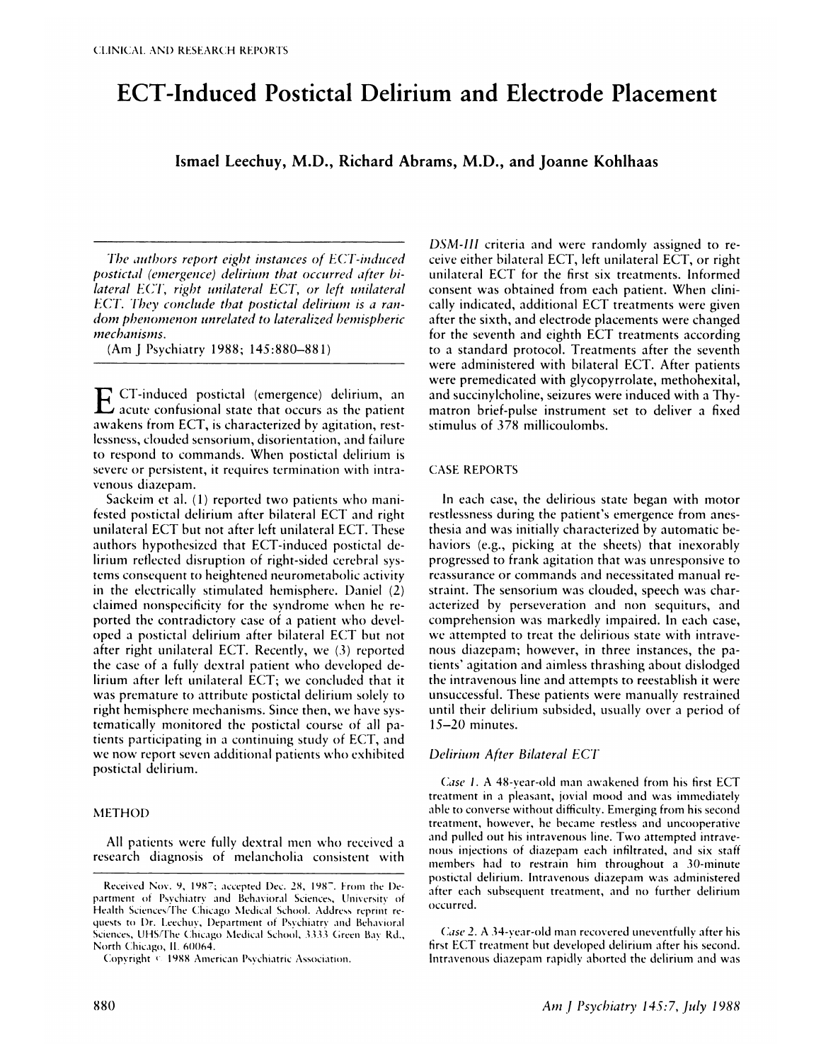# ECT-Induced Postictal Delirium and Electrode Placement

**Ismael Leechuy, M.D., Richard Abrams, M.D., and Joanne Kohlhaas**

*The authors report eight instances of ECT-induced postictal (emergence) delirium that occurred after bilateral ECT, right unilateral ECT, or left unilateral ECT. They conclude that postictal delirium is a random phenomenon unrelated to lateralized hemispheric mechanisms.*

(Am J Psychiatry 1988; 145:880–881)

ECT-induced postictal (emergence) delirium, an acute confusional state that occurs as the patient awakens from ECT, is characterized by agitation, restlessness, clouded sensorium, disorientation, and failure to respond to commands. When postictal delirium is severe or persistent, it requires termination with intravenous diazepam.

Sackeim et al. (1) reported two patients who manifested postictal delirium after bilateral ECT and right unilateral ECT but not after left unilateral ECT. These authors hypothesized that ECT-induced postictal delirium reflected disruption of right-sided cerebral systems consequent to heightened neurometabolic activity in the electrically stimulated hemisphere. Daniel (2) claimed nonspecificity for the syndrome when he reported the contradictory case of a patient who developed a postictal delirium after bilateral ECT but not after right unilateral ECT. Recently, we (3) reported the case of a fully dextral patient who developed delirium after left unilateral ECT; we concluded that it was premature to attribute postictal delirium solely to right hemisphere mechanisms. Since then, we have systematically monitored the postictal course of all patients participating in a continuing study of ECT, and we now report seven additional patients who exhibited postictal delirium.

## METHOD

All patients were fully dextral men who received a research diagnosis of melancholia consistent with *DSM-III* criteria and were randomly assigned to receive either bilateral ECT, left unilateral ECT, or right unilateral ECT for the first six treatments. Informed consent was obtained from each patient. When clinically indicated, additional ECT treatments were given after the sixth, and electrode placements were changed for the seventh and eighth ECT treatments according to a standard protocol. Treatments after the seventh were administered with bilateral ECT. After patients were premedicated with glycopyrrolate, methohexital, and succinylcholine, seizures were induced with a Thymatron brief-pulse instrument set to deliver a fixed stimulus of 378 millicoulombs.

## CASE REPORTS

In each case, the delirious state began with motor restlessness during the patient's emergence from anesthesia and was initially characterized by automatic behaviors (e.g., picking at the sheets) that inexorably progressed to frank agitation that was unresponsive to reassurance or commands and necessitated manual restraint. The sensorium was clouded, speech was characterized by perseveration and non sequiturs, and comprehension was markedly impaired. In each case, we attempted to treat the delirious state with intravenous diazepam; however, in three instances, the patients' agitation and aimless thrashing about dislodged the intravenous line and attempts to reestablish it were unsuccessful. These patients were manually restrained until their delirium subsided, usually over a period of 15–20 minutes.

### Delirium After Bilateral ECT

*Case 1.* A 48-year-old man awakened from his first ECT treatment in a pleasant, jovial mood and was immediately able to converse without difficulty. Emerging from his second treatment, however, he became restless and uncooperative and pulled out his intravenous line. Two attempted intravenous injections of diazepam each infiltrated, and six staff members had to restrain him throughout a 30-minute postictal delirium. Intravenous diazepam was administered after each subsequent treatment, and no further delirium occurred.

*Case 2.* A 34-year-old man recovered uneventfully after his first ECT treatment but developed delirium after his second. Intravenous diazepam rapidly aborted the delirium and was

Received Nov. 9, 1987; accepted Dec. 28, 1987. From the Department of Psychiatry and Behavioral Sciences, University of Health Sciences/The Chicago Medical School. Address reprint requests to Dr. Leechuy, Department of Psychiatry and Behavioral Sciences, UHS/The Chicago Medical School, 3333 Green Bay Rd., North Chicago, IL 60064.

Copyright © 1988 American Psychiatric Association.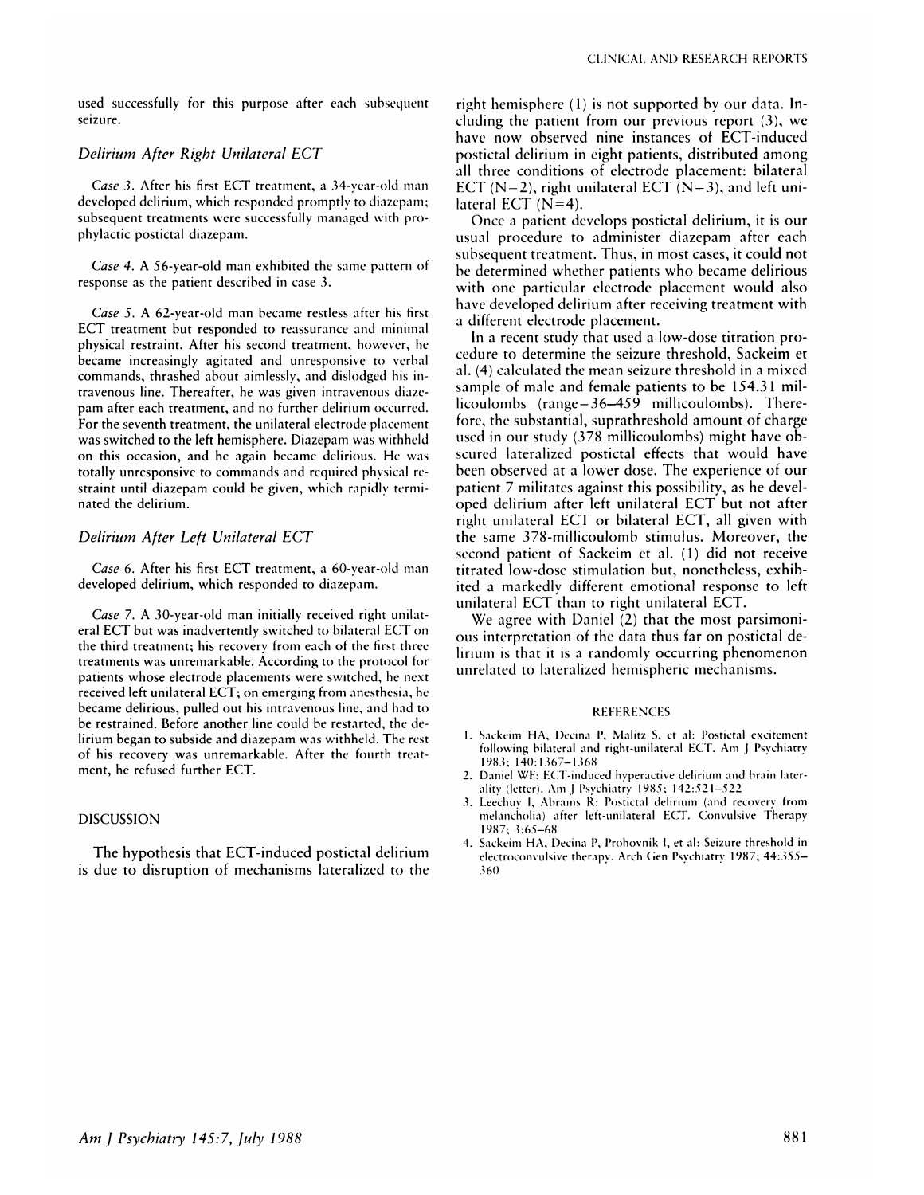used successfully for this purpose after each subsequent seizure.

### *Delirium After Right Unilateral ECT*

*Case 3.* After his first ECT treatment, a 34-year-old man developed delirium, which responded promptly to diazepam; subsequent treatments were successfully managed with prophylactic postictal diazepam.

*Case 4.* A 56-year-old man exhibited the same pattern of response as the patient described in case 3.

*Case 5.* A 62-year-old man became restless after his first ECT treatment but responded to reassurance and minimal physical restraint. After his second treatment, however, he became increasingly agitated and unresponsive to verbal commands, thrashed about aimlessly, and dislodged his intravenous line. Thereafter, he was given intravenous diazepam after each treatment, and no further delirium occurred. For the seventh treatment, the unilateral electrode placement was switched to the left hemisphere. Diazepam was withheld on this occasion, and he again became delirious. He was totally unresponsive to commands and required physical restraint until diazepam could be given, which rapidly terminated the delirium.

### *Delirium After Left Unilateral ECT*

*Case 6.* After his first ECT treatment, a 60-year-old man developed delirium, which responded to diazepam.

*Case 7.* A 30-year-old man initially received right unilateral ECT but was inadvertently switched to bilateral ECT on the third treatment; his recovery from each of the first three treatments was unremarkable. According to the protocol for patients whose electrode placements were switched, he next received left unilateral ECT; on emerging from anesthesia, he became delirious, pulled out his intravenous line, and had to be restrained. Before another line could be restarted, the delirium began to subside and diazepam was withheld. The rest of his recovery was unremarkable. After the fourth treatment, he refused further ECT.

## DISCUSSION

The hypothesis that ECT-induced postictal delirium is due to disruption of mechanisms lateralized to the right hemisphere (1) is not supported by our data. Including the patient from our previous report (3), we have now observed nine instances of ECT-induced postictal delirium in eight patients, distributed among all three conditions of electrode placement: bilateral ECT (N=2), right unilateral ECT (N=3), and left unilateral ECT (N=4).

Once a patient develops postictal delirium, it is our usual procedure to administer diazepam after each subsequent treatment. Thus, in most cases, it could not be determined whether patients who became delirious with one particular electrode placement would also have developed delirium after receiving treatment with a different electrode placement.

In a recent study that used a low-dose titration procedure to determine the seizure threshold, Sackeim et al. (4) calculated the mean seizure threshold in a mixed sample of male and female patients to be 154.31 millicoulombs (range=36–459 millicoulombs). Therefore, the substantial, suprathreshold amount of charge used in our study (378 millicoulombs) might have obscured lateralized postictal effects that would have been observed at a lower dose. The experience of our patient 7 militates against this possibility, as he developed delirium after left unilateral ECT but not after right unilateral ECT or bilateral ECT, all given with the same 378-millicoulomb stimulus. Moreover, the second patient of Sackeim et al. (1) did not receive titrated low-dose stimulation but, nonetheless, exhibited a markedly different emotional response to left unilateral ECT than to right unilateral ECT.

We agree with Daniel (2) that the most parsimonious interpretation of the data thus far on postictal delirium is that it is a randomly occurring phenomenon unrelated to lateralized hemispheric mechanisms.

## REFERENCES

1. Sackeim HA, Decina P, Malitz S, et al: Postictal excitement following bilateral and right-unilateral ECT. Am J Psychiatry 1983; 140:1367–1368
2. Daniel WF: ECT-induced hyperactive delirium and brain laterality (letter). Am J Psychiatry 1985; 142:521–522
3. Leechuy I, Abrams R: Postictal delirium (and recovery from melancholia) after left-unilateral ECT. Convulsive Therapy 1987; 3:65–68
4. Sackeim HA, Decina P, Prohovnik I, et al: Seizure threshold in electroconvulsive therapy. Arch Gen Psychiatry 1987; 44:355–360